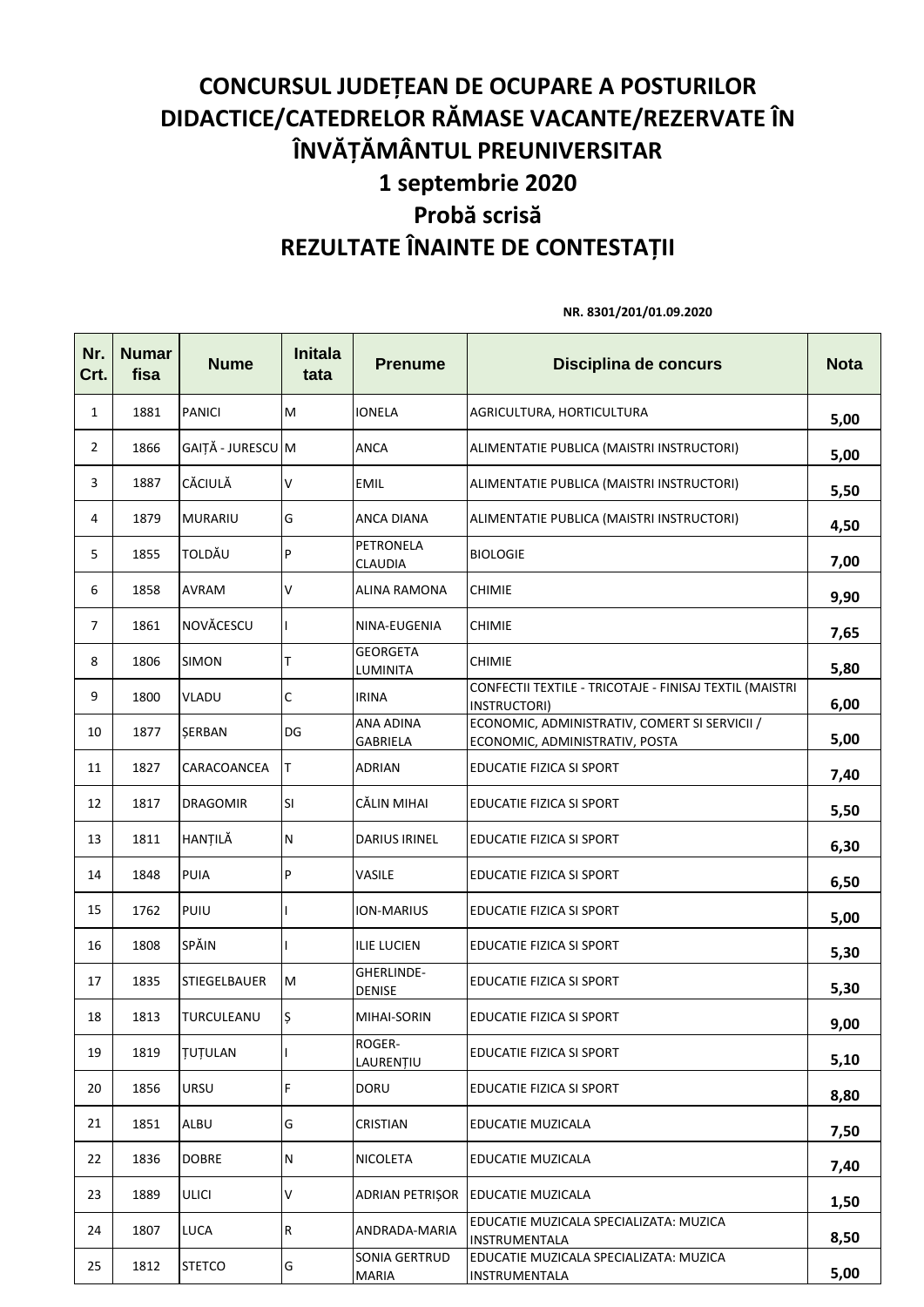# CONCURSUL JUDEȚEAN DE OCUPARE A POSTURILOR DIDACTICE/CATEDRELOR RĂMASE VACANTE/REZERVATE ÎN ÎNVĂȚĂMÂNTUL PREUNIVERSITAR

## 1 septembrie 2020

## Probă scrisă

## REZULTATE ÎNAINTE DE CONTESTAȚII

**NR. 8301/201/01.09.2020**

| Nr. Crt. | Numar fisa | Nume | Initala tata | Prenume | Disciplina de concurs | Nota |
|---|---|---|---|---|---|---|
| 1 | 1881 | PANICI | M | IONELA | AGRICULTURA, HORTICULTURA | 5,00 |
| 2 | 1866 | GAIȚĂ - JURESCU | M | ANCA | ALIMENTATIE PUBLICA (MAISTRI INSTRUCTORI) | 5,00 |
| 3 | 1887 | CĂCIULĂ | V | EMIL | ALIMENTATIE PUBLICA (MAISTRI INSTRUCTORI) | 5,50 |
| 4 | 1879 | MURARIU | G | ANCA DIANA | ALIMENTATIE PUBLICA (MAISTRI INSTRUCTORI) | 4,50 |
| 5 | 1855 | TOLDĂU | P | PETRONELA CLAUDIA | BIOLOGIE | 7,00 |
| 6 | 1858 | AVRAM | V | ALINA RAMONA | CHIMIE | 9,90 |
| 7 | 1861 | NOVĂCESCU | I | NINA-EUGENIA | CHIMIE | 7,65 |
| 8 | 1806 | SIMON | T | GEORGETA LUMINITA | CHIMIE | 5,80 |
| 9 | 1800 | VLADU | C | IRINA | CONFECTII TEXTILE - TRICOTAJE - FINISAJ TEXTIL (MAISTRI INSTRUCTORI) | 6,00 |
| 10 | 1877 | ȘERBAN | DG | ANA ADINA GABRIELA | ECONOMIC, ADMINISTRATIV, COMERT SI SERVICII / ECONOMIC, ADMINISTRATIV, POSTA | 5,00 |
| 11 | 1827 | CARACOANCEA | T | ADRIAN | EDUCATIE FIZICA SI SPORT | 7,40 |
| 12 | 1817 | DRAGOMIR | SI | CĂLIN MIHAI | EDUCATIE FIZICA SI SPORT | 5,50 |
| 13 | 1811 | HANȚILĂ | N | DARIUS IRINEL | EDUCATIE FIZICA SI SPORT | 6,30 |
| 14 | 1848 | PUIA | P | VASILE | EDUCATIE FIZICA SI SPORT | 6,50 |
| 15 | 1762 | PUIU | I | ION-MARIUS | EDUCATIE FIZICA SI SPORT | 5,00 |
| 16 | 1808 | SPĂIN | I | ILIE LUCIEN | EDUCATIE FIZICA SI SPORT | 5,30 |
| 17 | 1835 | STIEGELBAUER | M | GHERLINDE-DENISE | EDUCATIE FIZICA SI SPORT | 5,30 |
| 18 | 1813 | TURCULEANU | Ș | MIHAI-SORIN | EDUCATIE FIZICA SI SPORT | 9,00 |
| 19 | 1819 | ȚUȚULAN | I | ROGER-LAURENȚIU | EDUCATIE FIZICA SI SPORT | 5,10 |
| 20 | 1856 | URSU | F | DORU | EDUCATIE FIZICA SI SPORT | 8,80 |
| 21 | 1851 | ALBU | G | CRISTIAN | EDUCATIE MUZICALA | 7,50 |
| 22 | 1836 | DOBRE | N | NICOLETA | EDUCATIE MUZICALA | 7,40 |
| 23 | 1889 | ULICI | V | ADRIAN PETRIȘOR | EDUCATIE MUZICALA | 1,50 |
| 24 | 1807 | LUCA | R | ANDRADA-MARIA | EDUCATIE MUZICALA SPECIALIZATA: MUZICA INSTRUMENTALA | 8,50 |
| 25 | 1812 | STETCO | G | SONIA GERTRUD MARIA | EDUCATIE MUZICALA SPECIALIZATA: MUZICA INSTRUMENTALA | 5,00 |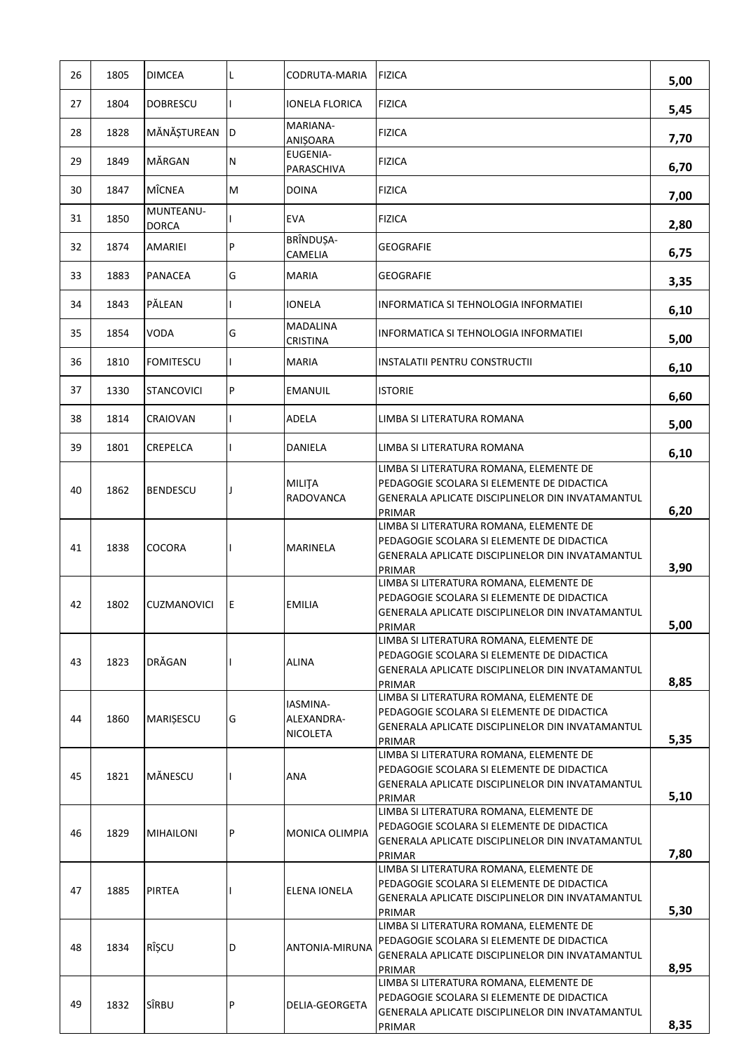| 26 | 1805 | DIMCEA | L | CODRUTA-MARIA | FIZICA | 5,00 |
|---|---|---|---|---|---|---|
| 27 | 1804 | DOBRESCU | I | IONELA FLORICA | FIZICA | 5,45 |
| 28 | 1828 | MĂNĂȘTUREAN | D | MARIANA-ANIȘOARA | FIZICA | 7,70 |
| 29 | 1849 | MĂRGAN | N | EUGENIA-PARASCHIVA | FIZICA | 6,70 |
| 30 | 1847 | MÎCNEA | M | DOINA | FIZICA | 7,00 |
| 31 | 1850 | MUNTEANU-DORCA | I | EVA | FIZICA | 2,80 |
| 32 | 1874 | AMARIEI | P | BRÎNDUȘA-CAMELIA | GEOGRAFIE | 6,75 |
| 33 | 1883 | PANACEA | G | MARIA | GEOGRAFIE | 3,35 |
| 34 | 1843 | PĂLEAN | I | IONELA | INFORMATICA SI TEHNOLOGIA INFORMATIEI | 6,10 |
| 35 | 1854 | VODA | G | MADALINA CRISTINA | INFORMATICA SI TEHNOLOGIA INFORMATIEI | 5,00 |
| 36 | 1810 | FOMITESCU | I | MARIA | INSTALATII PENTRU CONSTRUCTII | 6,10 |
| 37 | 1330 | STANCOVICI | P | EMANUIL | ISTORIE | 6,60 |
| 38 | 1814 | CRAIOVAN | I | ADELA | LIMBA SI LITERATURA ROMANA | 5,00 |
| 39 | 1801 | CREPELCA | I | DANIELA | LIMBA SI LITERATURA ROMANA | 6,10 |
| 40 | 1862 | BENDESCU | J | MILIŢA RADOVANCA | LIMBA SI LITERATURA ROMANA, ELEMENTE DE PEDAGOGIE SCOLARA SI ELEMENTE DE DIDACTICA GENERALA APLICATE DISCIPLINELOR DIN INVATAMANTUL PRIMAR | 6,20 |
| 41 | 1838 | COCORA | I | MARINELA | LIMBA SI LITERATURA ROMANA, ELEMENTE DE PEDAGOGIE SCOLARA SI ELEMENTE DE DIDACTICA GENERALA APLICATE DISCIPLINELOR DIN INVATAMANTUL PRIMAR | 3,90 |
| 42 | 1802 | CUZMANOVICI | E | EMILIA | LIMBA SI LITERATURA ROMANA, ELEMENTE DE PEDAGOGIE SCOLARA SI ELEMENTE DE DIDACTICA GENERALA APLICATE DISCIPLINELOR DIN INVATAMANTUL PRIMAR | 5,00 |
| 43 | 1823 | DRĂGAN | I | ALINA | LIMBA SI LITERATURA ROMANA, ELEMENTE DE PEDAGOGIE SCOLARA SI ELEMENTE DE DIDACTICA GENERALA APLICATE DISCIPLINELOR DIN INVATAMANTUL PRIMAR | 8,85 |
| 44 | 1860 | MARIȘESCU | G | IASMINA-ALEXANDRA-NICOLETA | LIMBA SI LITERATURA ROMANA, ELEMENTE DE PEDAGOGIE SCOLARA SI ELEMENTE DE DIDACTICA GENERALA APLICATE DISCIPLINELOR DIN INVATAMANTUL PRIMAR | 5,35 |
| 45 | 1821 | MĂNESCU | I | ANA | LIMBA SI LITERATURA ROMANA, ELEMENTE DE PEDAGOGIE SCOLARA SI ELEMENTE DE DIDACTICA GENERALA APLICATE DISCIPLINELOR DIN INVATAMANTUL PRIMAR | 5,10 |
| 46 | 1829 | MIHAILONI | P | MONICA OLIMPIA | LIMBA SI LITERATURA ROMANA, ELEMENTE DE PEDAGOGIE SCOLARA SI ELEMENTE DE DIDACTICA GENERALA APLICATE DISCIPLINELOR DIN INVATAMANTUL PRIMAR | 7,80 |
| 47 | 1885 | PIRTEA | I | ELENA IONELA | LIMBA SI LITERATURA ROMANA, ELEMENTE DE PEDAGOGIE SCOLARA SI ELEMENTE DE DIDACTICA GENERALA APLICATE DISCIPLINELOR DIN INVATAMANTUL PRIMAR | 5,30 |
| 48 | 1834 | RÎȘCU | D | ANTONIA-MIRUNA | LIMBA SI LITERATURA ROMANA, ELEMENTE DE PEDAGOGIE SCOLARA SI ELEMENTE DE DIDACTICA GENERALA APLICATE DISCIPLINELOR DIN INVATAMANTUL PRIMAR | 8,95 |
| 49 | 1832 | SÎRBU | P | DELIA-GEORGETA | LIMBA SI LITERATURA ROMANA, ELEMENTE DE PEDAGOGIE SCOLARA SI ELEMENTE DE DIDACTICA GENERALA APLICATE DISCIPLINELOR DIN INVATAMANTUL PRIMAR | 8,35 |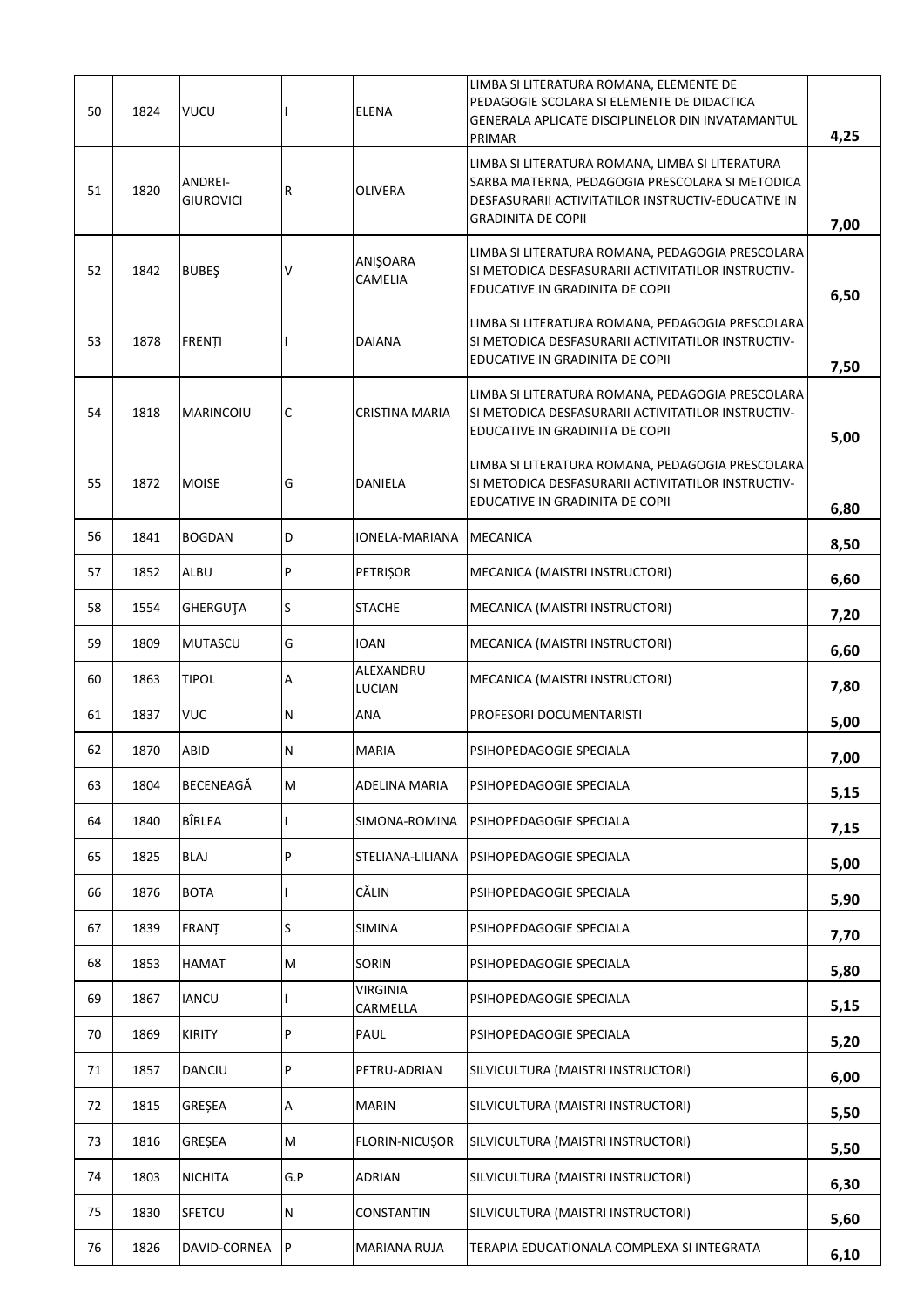| | | | | | | |
|---|---|---|---|---|---|---|
| 50 | 1824 | VUCU | I | ELENA | LIMBA SI LITERATURA ROMANA, ELEMENTE DE PEDAGOGIE SCOLARA SI ELEMENTE DE DIDACTICA GENERALA APLICATE DISCIPLINELOR DIN INVATAMANTUL PRIMAR | 4,25 |
| 51 | 1820 | ANDREI-GIUROVICI | R | OLIVERA | LIMBA SI LITERATURA ROMANA, LIMBA SI LITERATURA SARBA MATERNA, PEDAGOGIA PRESCOLARA SI METODICA DESFASURARII ACTIVITATILOR INSTRUCTIV-EDUCATIVE IN GRADINITA DE COPII | 7,00 |
| 52 | 1842 | BUBEŞ | V | ANIŞOARA CAMELIA | LIMBA SI LITERATURA ROMANA, PEDAGOGIA PRESCOLARA SI METODICA DESFASURARII ACTIVITATILOR INSTRUCTIV-EDUCATIVE IN GRADINITA DE COPII | 6,50 |
| 53 | 1878 | FRENȚI | I | DAIANA | LIMBA SI LITERATURA ROMANA, PEDAGOGIA PRESCOLARA SI METODICA DESFASURARII ACTIVITATILOR INSTRUCTIV-EDUCATIVE IN GRADINITA DE COPII | 7,50 |
| 54 | 1818 | MARINCOIU | C | CRISTINA MARIA | LIMBA SI LITERATURA ROMANA, PEDAGOGIA PRESCOLARA SI METODICA DESFASURARII ACTIVITATILOR INSTRUCTIV-EDUCATIVE IN GRADINITA DE COPII | 5,00 |
| 55 | 1872 | MOISE | G | DANIELA | LIMBA SI LITERATURA ROMANA, PEDAGOGIA PRESCOLARA SI METODICA DESFASURARII ACTIVITATILOR INSTRUCTIV-EDUCATIVE IN GRADINITA DE COPII | 6,80 |
| 56 | 1841 | BOGDAN | D | IONELA-MARIANA | MECANICA | 8,50 |
| 57 | 1852 | ALBU | P | PETRIŞOR | MECANICA (MAISTRI INSTRUCTORI) | 6,60 |
| 58 | 1554 | GHERGUŢA | S | STACHE | MECANICA (MAISTRI INSTRUCTORI) | 7,20 |
| 59 | 1809 | MUTASCU | G | IOAN | MECANICA (MAISTRI INSTRUCTORI) | 6,60 |
| 60 | 1863 | TIPOL | A | ALEXANDRU LUCIAN | MECANICA (MAISTRI INSTRUCTORI) | 7,80 |
| 61 | 1837 | VUC | N | ANA | PROFESORI DOCUMENTARISTI | 5,00 |
| 62 | 1870 | ABID | N | MARIA | PSIHOPEDAGOGIE SPECIALA | 7,00 |
| 63 | 1804 | BECENEAGĂ | M | ADELINA MARIA | PSIHOPEDAGOGIE SPECIALA | 5,15 |
| 64 | 1840 | BÎRLEA | I | SIMONA-ROMINA | PSIHOPEDAGOGIE SPECIALA | 7,15 |
| 65 | 1825 | BLAJ | P | STELIANA-LILIANA | PSIHOPEDAGOGIE SPECIALA | 5,00 |
| 66 | 1876 | BOTA | I | CĂLIN | PSIHOPEDAGOGIE SPECIALA | 5,90 |
| 67 | 1839 | FRANȚ | S | SIMINA | PSIHOPEDAGOGIE SPECIALA | 7,70 |
| 68 | 1853 | HAMAT | M | SORIN | PSIHOPEDAGOGIE SPECIALA | 5,80 |
| 69 | 1867 | IANCU | I | VIRGINIA CARMELLA | PSIHOPEDAGOGIE SPECIALA | 5,15 |
| 70 | 1869 | KIRITY | P | PAUL | PSIHOPEDAGOGIE SPECIALA | 5,20 |
| 71 | 1857 | DANCIU | P | PETRU-ADRIAN | SILVICULTURA (MAISTRI INSTRUCTORI) | 6,00 |
| 72 | 1815 | GREŞEA | A | MARIN | SILVICULTURA (MAISTRI INSTRUCTORI) | 5,50 |
| 73 | 1816 | GREŞEA | M | FLORIN-NICUȘOR | SILVICULTURA (MAISTRI INSTRUCTORI) | 5,50 |
| 74 | 1803 | NICHITA | G.P | ADRIAN | SILVICULTURA (MAISTRI INSTRUCTORI) | 6,30 |
| 75 | 1830 | SFETCU | N | CONSTANTIN | SILVICULTURA (MAISTRI INSTRUCTORI) | 5,60 |
| 76 | 1826 | DAVID-CORNEA | P | MARIANA RUJA | TERAPIA EDUCATIONALA COMPLEXA SI INTEGRATA | 6,10 |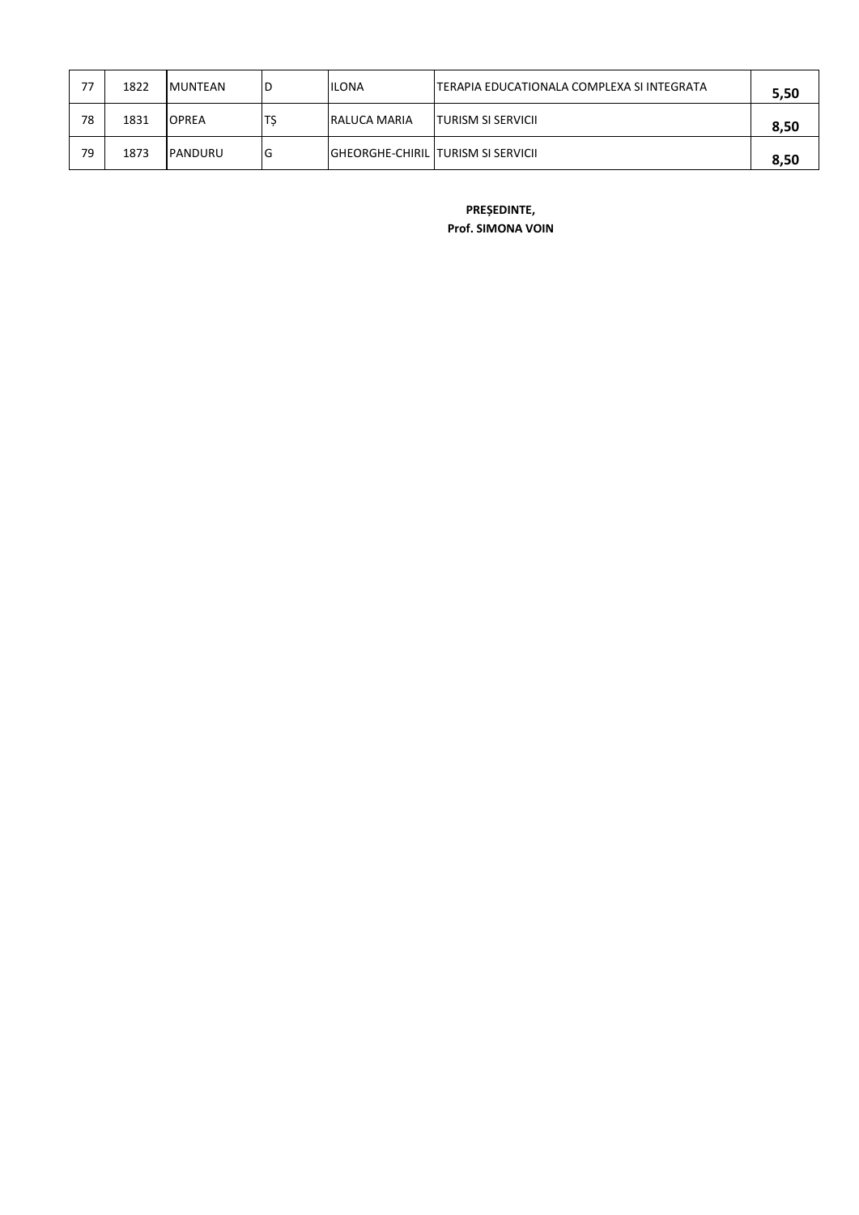| | | | | | | |
|---|---|---|---|---|---|---|
| 77 | 1822 | MUNTEAN | D | ILONA | TERAPIA EDUCATIONALA COMPLEXA SI INTEGRATA | **5,50** |
| 78 | 1831 | OPREA | TȘ | RALUCA MARIA | TURISM SI SERVICII | **8,50** |
| 79 | 1873 | PANDURU | G | GHEORGHE-CHIRIL | TURISM SI SERVICII | **8,50** |

**PREȘEDINTE,**
**Prof. SIMONA VOIN**